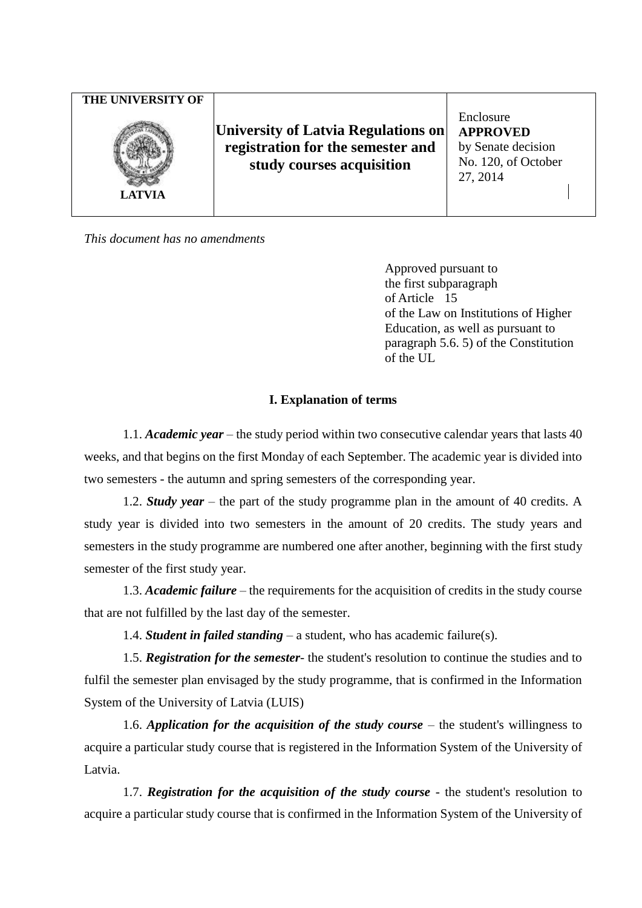| THE UNIVERSITY OF LATVIA | **University of Latvia Regulations on registration for the semester and study courses acquisition** | Enclosure **APPROVED** by Senate decision No. 120, of October 27, 2014 |
|---|---|---|

*This document has no amendments*

Approved pursuant to the first subparagraph of Article 15 of the Law on Institutions of Higher Education, as well as pursuant to paragraph 5.6. 5) of the Constitution of the UL

## I. Explanation of terms

1.1. ***Academic year*** – the study period within two consecutive calendar years that lasts 40 weeks, and that begins on the first Monday of each September. The academic year is divided into two semesters - the autumn and spring semesters of the corresponding year.

1.2. ***Study year*** – the part of the study programme plan in the amount of 40 credits. A study year is divided into two semesters in the amount of 20 credits. The study years and semesters in the study programme are numbered one after another, beginning with the first study semester of the first study year.

1.3. ***Academic failure*** – the requirements for the acquisition of credits in the study course that are not fulfilled by the last day of the semester.

1.4. ***Student in failed standing*** – a student, who has academic failure(s).

1.5. ***Registration for the semester***- the student's resolution to continue the studies and to fulfil the semester plan envisaged by the study programme, that is confirmed in the Information System of the University of Latvia (LUIS)

1.6. ***Application for the acquisition of the study course*** – the student's willingness to acquire a particular study course that is registered in the Information System of the University of Latvia.

1.7. ***Registration for the acquisition of the study course*** - the student's resolution to acquire a particular study course that is confirmed in the Information System of the University of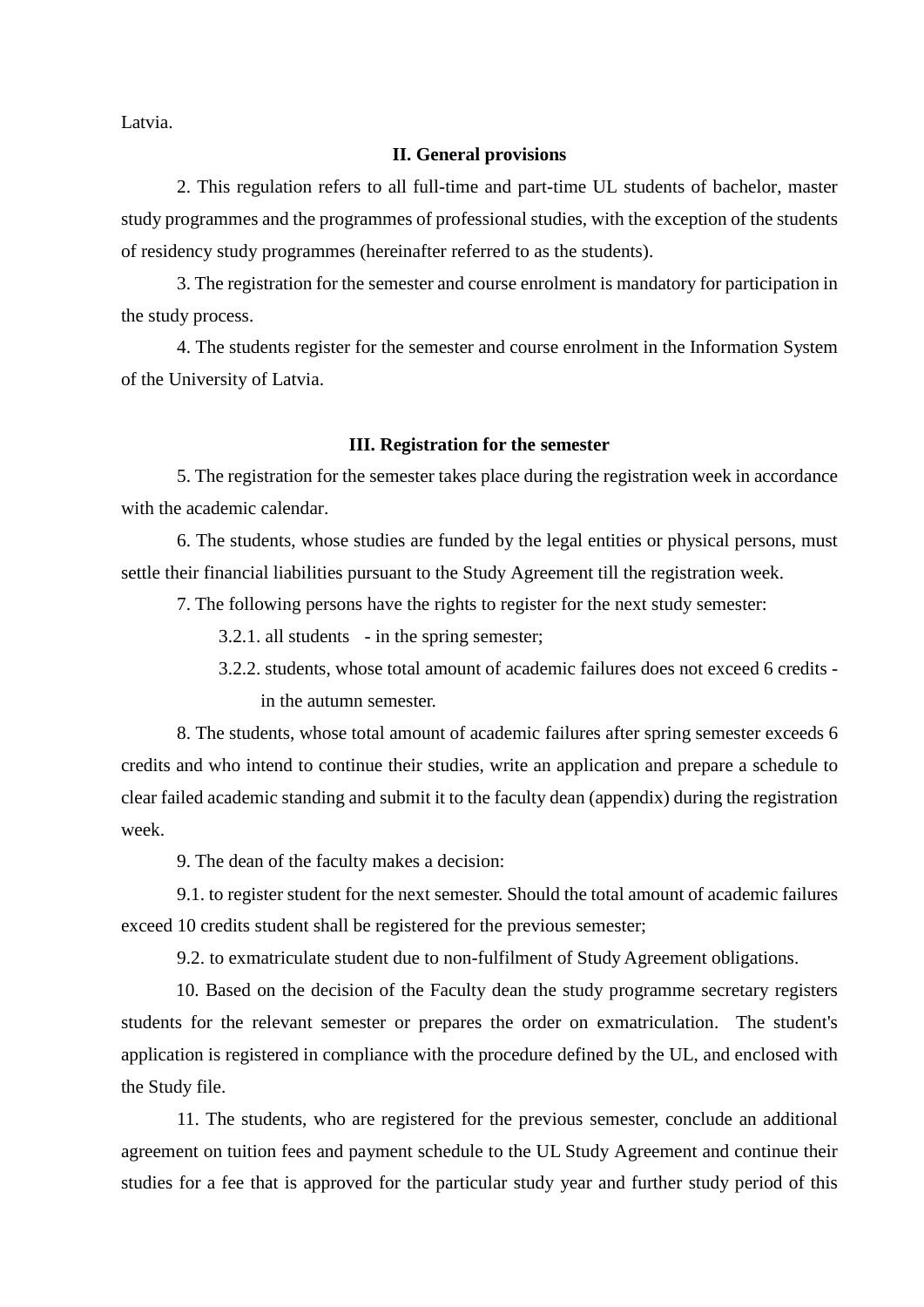Latvia.

## II. General provisions

2. This regulation refers to all full-time and part-time UL students of bachelor, master study programmes and the programmes of professional studies, with the exception of the students of residency study programmes (hereinafter referred to as the students).

3. The registration for the semester and course enrolment is mandatory for participation in the study process.

4. The students register for the semester and course enrolment in the Information System of the University of Latvia.

## III. Registration for the semester

5. The registration for the semester takes place during the registration week in accordance with the academic calendar.

6. The students, whose studies are funded by the legal entities or physical persons, must settle their financial liabilities pursuant to the Study Agreement till the registration week.

7. The following persons have the rights to register for the next study semester:

3.2.1. all students - in the spring semester;

3.2.2. students, whose total amount of academic failures does not exceed 6 credits - in the autumn semester.

8. The students, whose total amount of academic failures after spring semester exceeds 6 credits and who intend to continue their studies, write an application and prepare a schedule to clear failed academic standing and submit it to the faculty dean (appendix) during the registration week.

9. The dean of the faculty makes a decision:

9.1. to register student for the next semester. Should the total amount of academic failures exceed 10 credits student shall be registered for the previous semester;

9.2. to exmatriculate student due to non-fulfilment of Study Agreement obligations.

10. Based on the decision of the Faculty dean the study programme secretary registers students for the relevant semester or prepares the order on exmatriculation. The student's application is registered in compliance with the procedure defined by the UL, and enclosed with the Study file.

11. The students, who are registered for the previous semester, conclude an additional agreement on tuition fees and payment schedule to the UL Study Agreement and continue their studies for a fee that is approved for the particular study year and further study period of this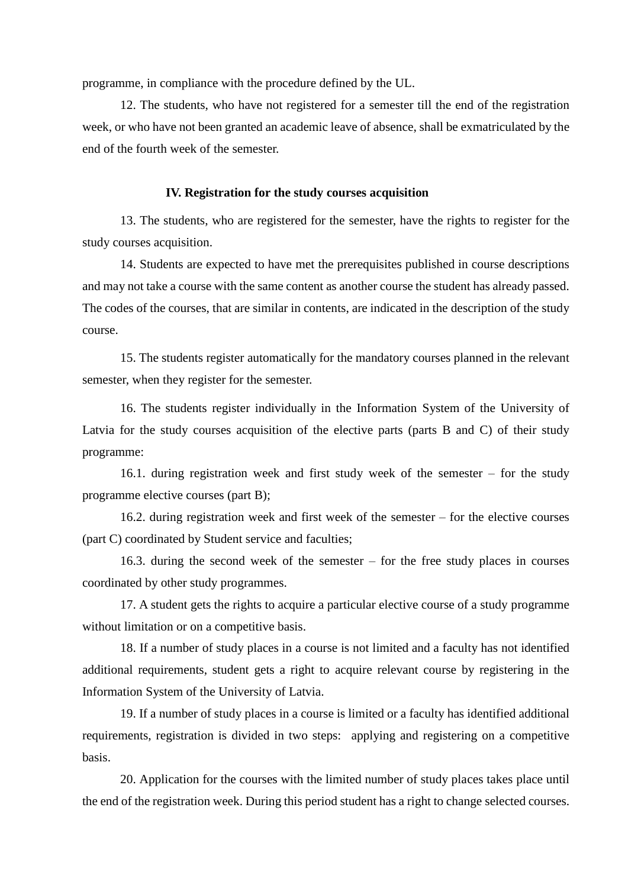programme, in compliance with the procedure defined by the UL.

12. The students, who have not registered for a semester till the end of the registration week, or who have not been granted an academic leave of absence, shall be exmatriculated by the end of the fourth week of the semester.

## IV. Registration for the study courses acquisition

13. The students, who are registered for the semester, have the rights to register for the study courses acquisition.

14. Students are expected to have met the prerequisites published in course descriptions and may not take a course with the same content as another course the student has already passed. The codes of the courses, that are similar in contents, are indicated in the description of the study course.

15. The students register automatically for the mandatory courses planned in the relevant semester, when they register for the semester.

16. The students register individually in the Information System of the University of Latvia for the study courses acquisition of the elective parts (parts B and C) of their study programme:

16.1. during registration week and first study week of the semester – for the study programme elective courses (part B);

16.2. during registration week and first week of the semester – for the elective courses (part C) coordinated by Student service and faculties;

16.3. during the second week of the semester – for the free study places in courses coordinated by other study programmes.

17. A student gets the rights to acquire a particular elective course of a study programme without limitation or on a competitive basis.

18. If a number of study places in a course is not limited and a faculty has not identified additional requirements, student gets a right to acquire relevant course by registering in the Information System of the University of Latvia.

19. If a number of study places in a course is limited or a faculty has identified additional requirements, registration is divided in two steps: applying and registering on a competitive basis.

20. Application for the courses with the limited number of study places takes place until the end of the registration week. During this period student has a right to change selected courses.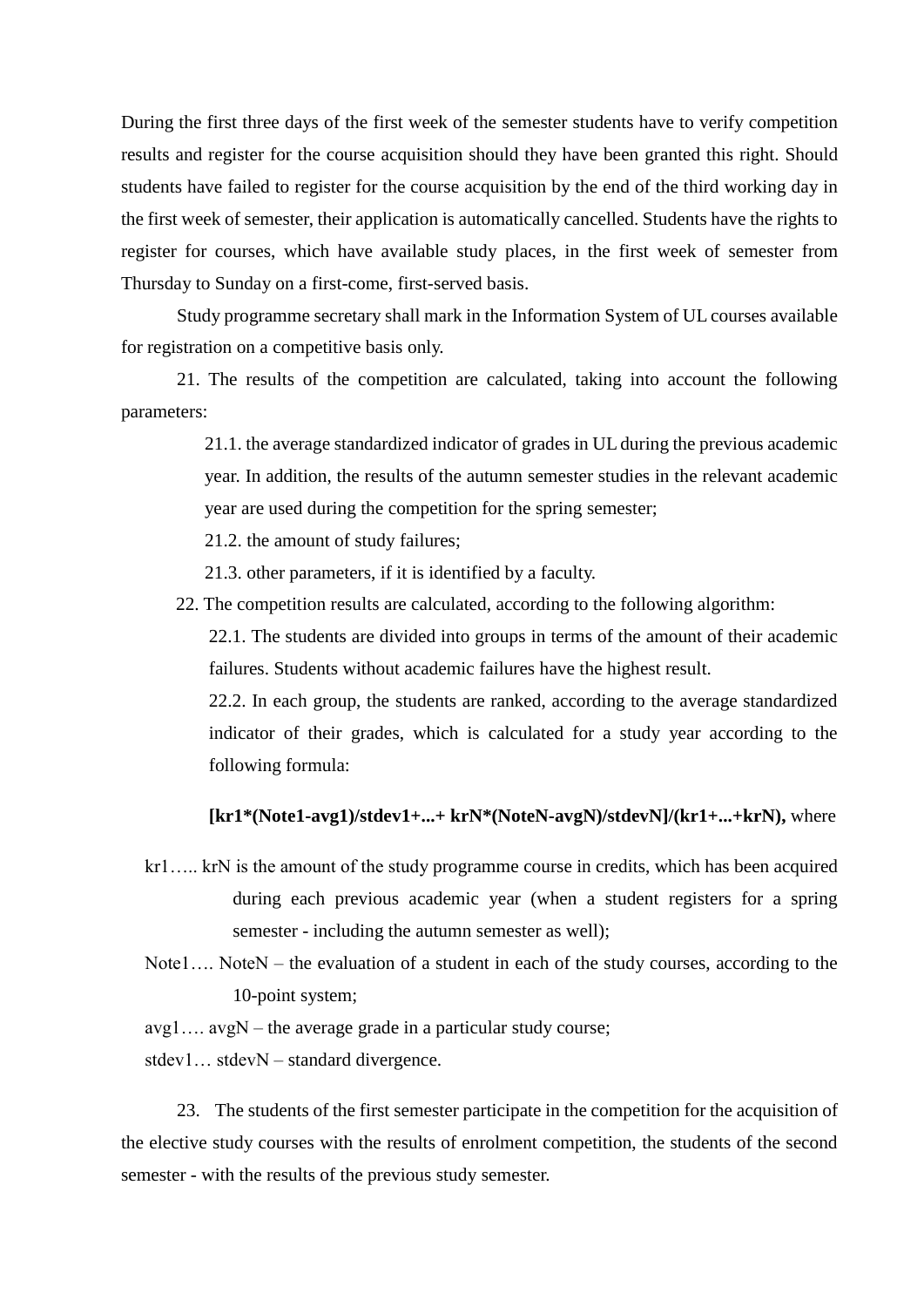During the first three days of the first week of the semester students have to verify competition results and register for the course acquisition should they have been granted this right. Should students have failed to register for the course acquisition by the end of the third working day in the first week of semester, their application is automatically cancelled. Students have the rights to register for courses, which have available study places, in the first week of semester from Thursday to Sunday on a first-come, first-served basis.

Study programme secretary shall mark in the Information System of UL courses available for registration on a competitive basis only.

21. The results of the competition are calculated, taking into account the following parameters:

21.1. the average standardized indicator of grades in UL during the previous academic year. In addition, the results of the autumn semester studies in the relevant academic year are used during the competition for the spring semester;

21.2. the amount of study failures;

21.3. other parameters, if it is identified by a faculty.

22. The competition results are calculated, according to the following algorithm:

22.1. The students are divided into groups in terms of the amount of their academic failures. Students without academic failures have the highest result.

22.2. In each group, the students are ranked, according to the average standardized indicator of their grades, which is calculated for a study year according to the following formula:

**[kr1*(Note1-avg1)/stdev1+...+ krN*(NoteN-avgN)/stdevN]/(kr1+...+krN),** where

kr1….. krN is the amount of the study programme course in credits, which has been acquired during each previous academic year (when a student registers for a spring semester - including the autumn semester as well);

Note1…. NoteN – the evaluation of a student in each of the study courses, according to the 10-point system;

avg1…. avgN – the average grade in a particular study course;

stdev1… stdevN – standard divergence.

23. The students of the first semester participate in the competition for the acquisition of the elective study courses with the results of enrolment competition, the students of the second semester - with the results of the previous study semester.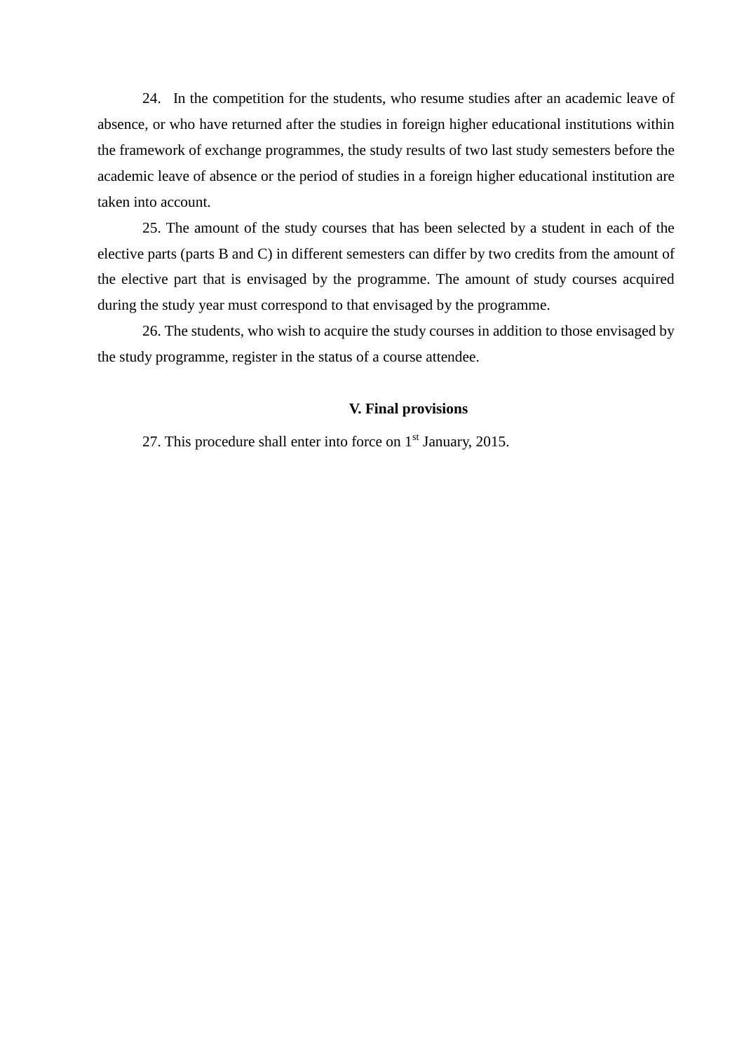24. In the competition for the students, who resume studies after an academic leave of absence, or who have returned after the studies in foreign higher educational institutions within the framework of exchange programmes, the study results of two last study semesters before the academic leave of absence or the period of studies in a foreign higher educational institution are taken into account.

25. The amount of the study courses that has been selected by a student in each of the elective parts (parts B and C) in different semesters can differ by two credits from the amount of the elective part that is envisaged by the programme. The amount of study courses acquired during the study year must correspond to that envisaged by the programme.

26. The students, who wish to acquire the study courses in addition to those envisaged by the study programme, register in the status of a course attendee.

## V. Final provisions

27. This procedure shall enter into force on 1st January, 2015.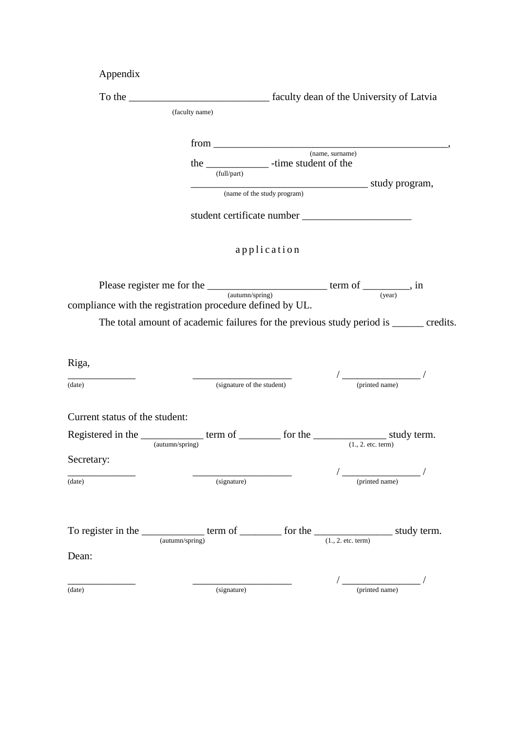Appendix

To the ___________________________ faculty dean of the University of Latvia
(faculty name)

from _______________________________________________,
(name, surname)
the ____________ -time student of the
(full/part)
___________________________________ study program,
(name of the study program)

student certificate number _____________________

a p p l i c a t i o n

Please register me for the _______________________ term of _________, in
(autumn/spring) (year)
compliance with the registration procedure defined by UL.

The total amount of academic failures for the previous study period is ______ credits.

Riga,
_____________ ____________________ / ________________ /
(date) (signature of the student) (printed name)

Current status of the student:

Registered in the ____________ term of ________ for the ______________ study term.
(autumn/spring) (1., 2. etc. term)

Secretary:
_____________ ____________________ / ________________ /
(date) (signature) (printed name)

To register in the ____________ term of ________ for the _______________ study term.
(autumn/spring) (1., 2. etc. term)

Dean:

_____________ ____________________ / ________________ /
(date) (signature) (printed name)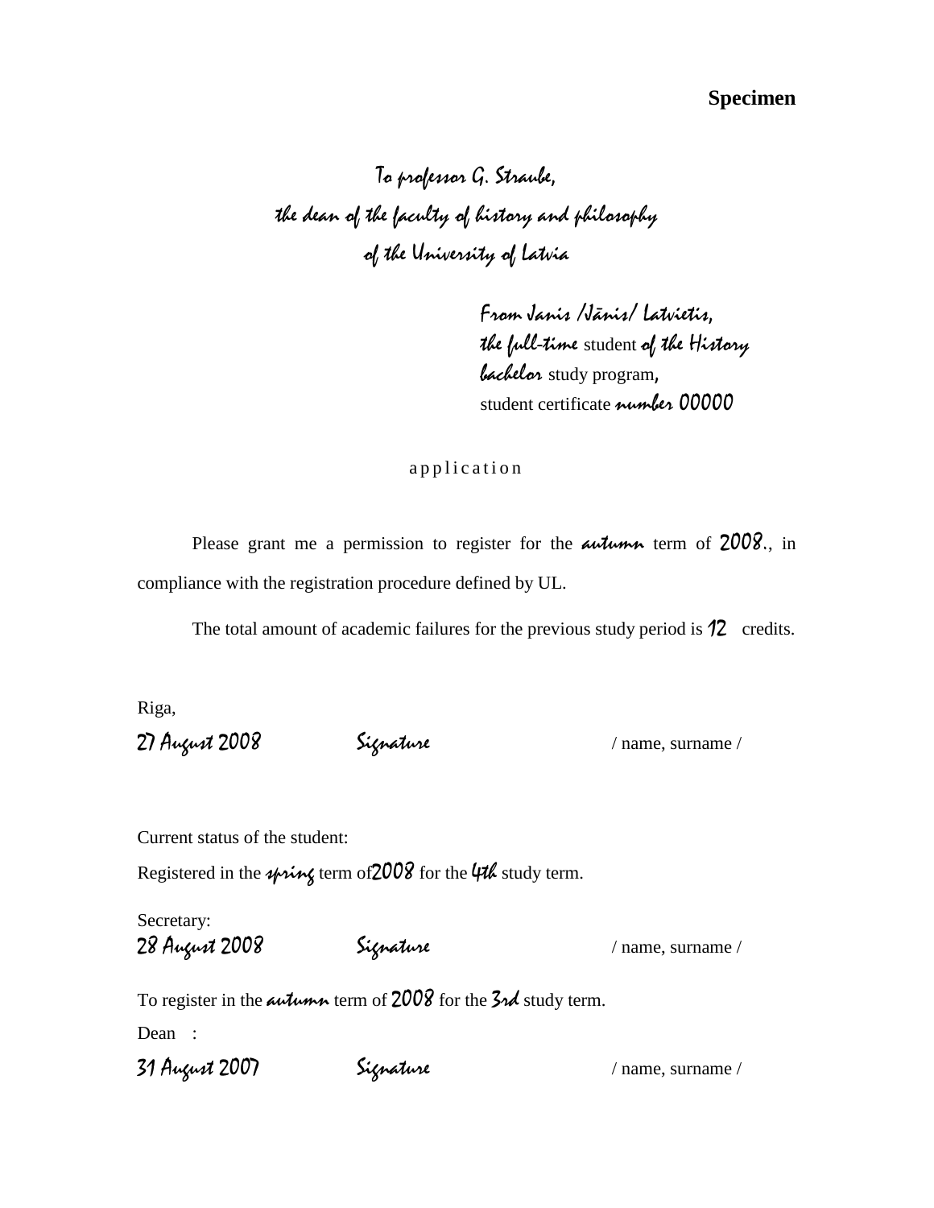**Specimen**

To professor G. Straube,
the dean of the faculty of history and philosophy
of the University of Latvia

From Janis /Jānis/ Latvietis,
the full-time student of the History
bachelor study program,
student certificate number 00000

a p p l i c a t i o n

Please grant me a permission to register for the autumn term of 2008., in compliance with the registration procedure defined by UL.

The total amount of academic failures for the previous study period is 12 credits.

Riga,
27 August 2008 Signature / name, surname /

Current status of the student:
Registered in the spring term of2008 for the 4th study term.

Secretary:
28 August 2008 Signature / name, surname /

To register in the autumn term of 2008 for the 3rd study term.
Dean :
31 August 2007 Signature / name, surname /